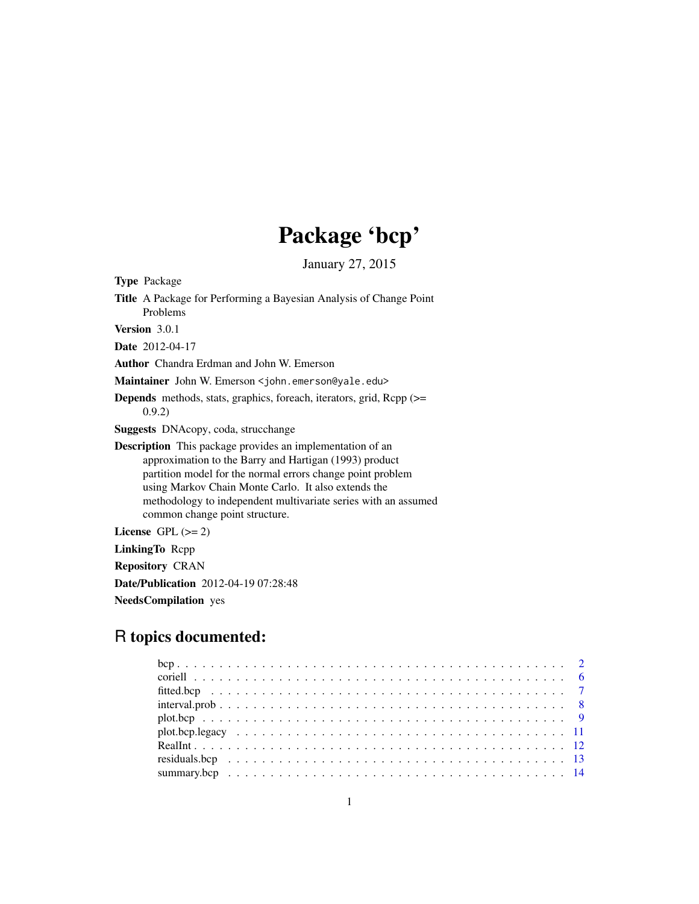# Package 'bcp'

January 27, 2015

**Type** Package

**Title** A Package for Performing a Bayesian Analysis of Change Point Problems

**Version** 3.0.1

**Date** 2012-04-17

**Author** Chandra Erdman and John W. Emerson

**Maintainer** John W. Emerson <john.emerson@yale.edu>

**Depends** methods, stats, graphics, foreach, iterators, grid, Rcpp (>= 0.9.2)

**Suggests** DNAcopy, coda, strucchange

**Description** This package provides an implementation of an approximation to the Barry and Hartigan (1993) product partition model for the normal errors change point problem using Markov Chain Monte Carlo. It also extends the methodology to independent multivariate series with an assumed common change point structure.

**License** GPL (>= 2)

**LinkingTo** Rcpp

**Repository** CRAN

**Date/Publication** 2012-04-19 07:28:48

**NeedsCompilation** yes

## R topics documented:

bcp . . . . . . . . . . . . . . . . . . . . . . . . . . . . . . . . . . . . . . . . . . . . 2
coriell . . . . . . . . . . . . . . . . . . . . . . . . . . . . . . . . . . . . . . . . . . . 6
fitted.bcp . . . . . . . . . . . . . . . . . . . . . . . . . . . . . . . . . . . . . . . . . 7
interval.prob . . . . . . . . . . . . . . . . . . . . . . . . . . . . . . . . . . . . . . . 8
plot.bcp . . . . . . . . . . . . . . . . . . . . . . . . . . . . . . . . . . . . . . . . . . 9
plot.bcp.legacy . . . . . . . . . . . . . . . . . . . . . . . . . . . . . . . . . . . . . 11
RealInt . . . . . . . . . . . . . . . . . . . . . . . . . . . . . . . . . . . . . . . . . . 12
residuals.bcp . . . . . . . . . . . . . . . . . . . . . . . . . . . . . . . . . . . . . . 13
summary.bcp . . . . . . . . . . . . . . . . . . . . . . . . . . . . . . . . . . . . . . 14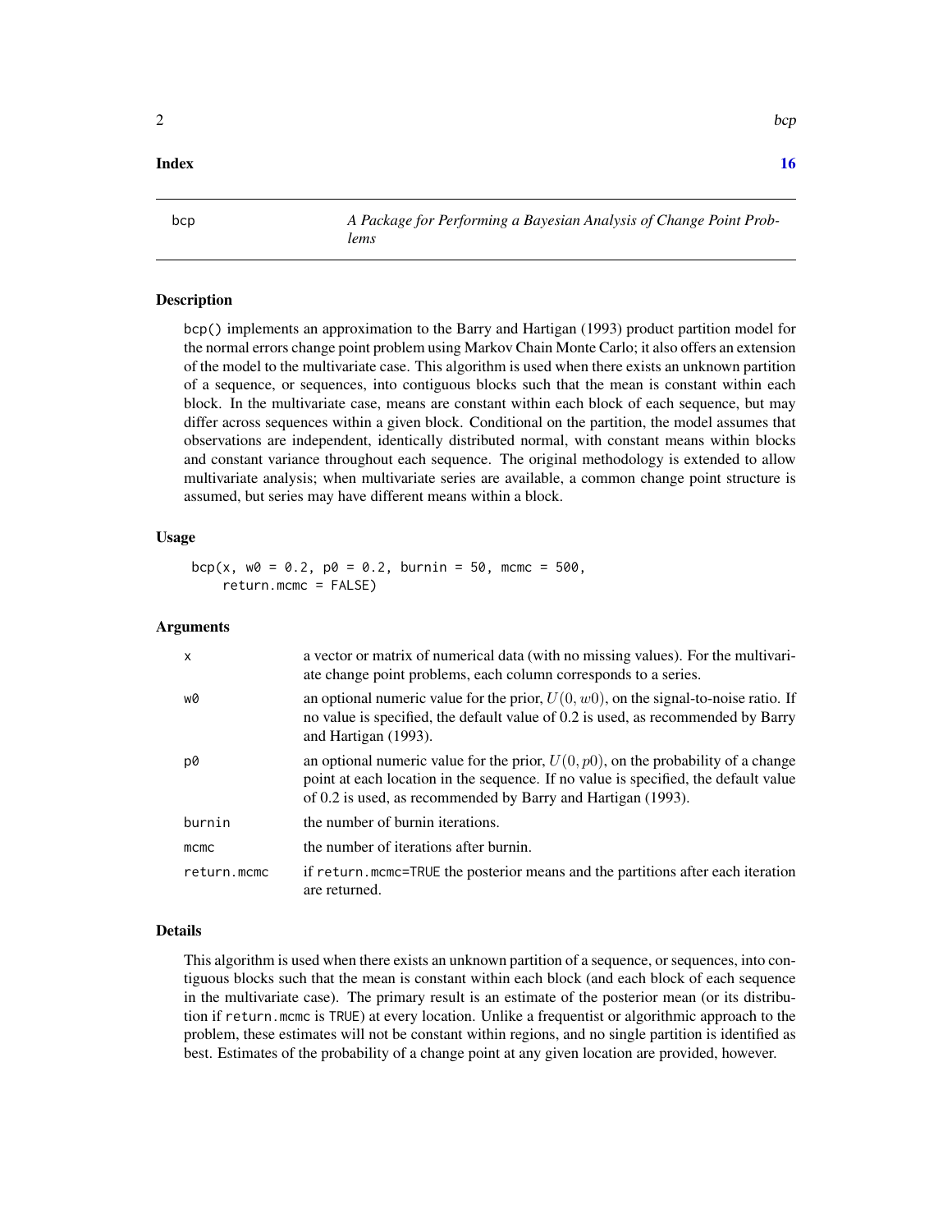## Index

16

---

bcp *A Package for Performing a Bayesian Analysis of Change Point Problems*

---

### Description

bcp() implements an approximation to the Barry and Hartigan (1993) product partition model for the normal errors change point problem using Markov Chain Monte Carlo; it also offers an extension of the model to the multivariate case. This algorithm is used when there exists an unknown partition of a sequence, or sequences, into contiguous blocks such that the mean is constant within each block. In the multivariate case, means are constant within each block of each sequence, but may differ across sequences within a given block. Conditional on the partition, the model assumes that observations are independent, identically distributed normal, with constant means within blocks and constant variance throughout each sequence. The original methodology is extended to allow multivariate analysis; when multivariate series are available, a common change point structure is assumed, but series may have different means within a block.

### Usage

```
bcp(x, w0 = 0.2, p0 = 0.2, burnin = 50, mcmc = 500,
    return.mcmc = FALSE)
```

### Arguments

| | |
|---|---|
| x | a vector or matrix of numerical data (with no missing values). For the multivariate change point problems, each column corresponds to a series. |
| w0 | an optional numeric value for the prior, $U(0, w0)$, on the signal-to-noise ratio. If no value is specified, the default value of 0.2 is used, as recommended by Barry and Hartigan (1993). |
| p0 | an optional numeric value for the prior, $U(0, p0)$, on the probability of a change point at each location in the sequence. If no value is specified, the default value of 0.2 is used, as recommended by Barry and Hartigan (1993). |
| burnin | the number of burnin iterations. |
| mcmc | the number of iterations after burnin. |
| return.mcmc | if return.mcmc=TRUE the posterior means and the partitions after each iteration are returned. |

### Details

This algorithm is used when there exists an unknown partition of a sequence, or sequences, into contiguous blocks such that the mean is constant within each block (and each block of each sequence in the multivariate case). The primary result is an estimate of the posterior mean (or its distribution if return.mcmc is TRUE) at every location. Unlike a frequentist or algorithmic approach to the problem, these estimates will not be constant within regions, and no single partition is identified as best. Estimates of the probability of a change point at any given location are provided, however.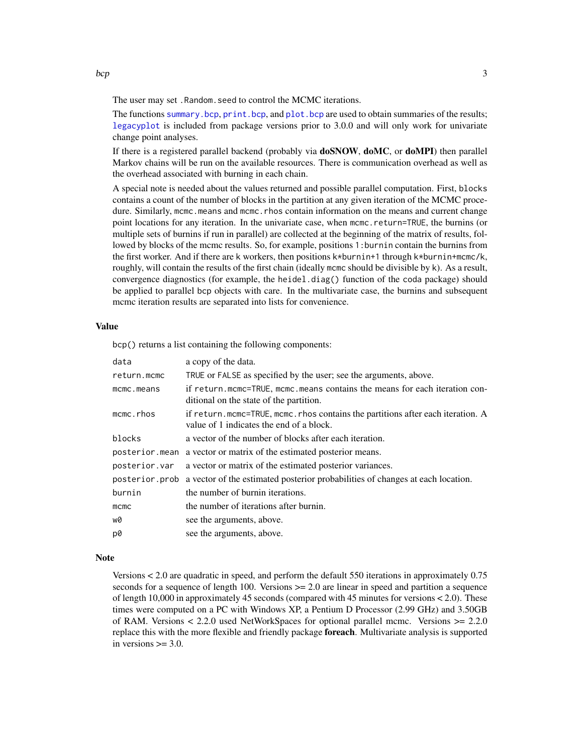The user may set `.Random.seed` to control the MCMC iterations.

The functions `summary.bcp`, `print.bcp`, and `plot.bcp` are used to obtain summaries of the results; `legacyplot` is included from package versions prior to 3.0.0 and will only work for univariate change point analyses.

If there is a registered parallel backend (probably via **doSNOW**, **doMC**, or **doMPI**) then parallel Markov chains will be run on the available resources. There is communication overhead as well as the overhead associated with burning in each chain.

A special note is needed about the values returned and possible parallel computation. First, `blocks` contains a count of the number of blocks in the partition at any given iteration of the MCMC procedure. Similarly, `mcmc.means` and `mcmc.rhos` contain information on the means and current change point locations for any iteration. In the univariate case, when `mcmc.return=TRUE`, the burnins (or multiple sets of burnins if run in parallel) are collected at the beginning of the matrix of results, followed by blocks of the mcmc results. So, for example, positions `1:burnin` contain the burnins from the first worker. And if there are `k` workers, then positions `k*burnin+1` through `k*burnin+mcmc/k`, roughly, will contain the results of the first chain (ideally `mcmc` should be divisible by `k`). As a result, convergence diagnostics (for example, the `heidel.diag()` function of the `coda` package) should be applied to parallel `bcp` objects with care. In the multivariate case, the burnins and subsequent mcmc iteration results are separated into lists for convenience.

## Value

`bcp()` returns a list containing the following components:

| | |
|---|---|
| `data` | a copy of the data. |
| `return.mcmc` | `TRUE` or `FALSE` as specified by the user; see the arguments, above. |
| `mcmc.means` | if `return.mcmc=TRUE`, `mcmc.means` contains the means for each iteration conditional on the state of the partition. |
| `mcmc.rhos` | if `return.mcmc=TRUE`, `mcmc.rhos` contains the partitions after each iteration. A value of 1 indicates the end of a block. |
| `blocks` | a vector of the number of blocks after each iteration. |
| `posterior.mean` | a vector or matrix of the estimated posterior means. |
| `posterior.var` | a vector or matrix of the estimated posterior variances. |
| `posterior.prob` | a vector of the estimated posterior probabilities of changes at each location. |
| `burnin` | the number of burnin iterations. |
| `mcmc` | the number of iterations after burnin. |
| `w0` | see the arguments, above. |
| `p0` | see the arguments, above. |

## Note

Versions < 2.0 are quadratic in speed, and perform the default 550 iterations in approximately 0.75 seconds for a sequence of length 100. Versions >= 2.0 are linear in speed and partition a sequence of length 10,000 in approximately 45 seconds (compared with 45 minutes for versions < 2.0). These times were computed on a PC with Windows XP, a Pentium D Processor (2.99 GHz) and 3.50GB of RAM. Versions < 2.2.0 used NetWorkSpaces for optional parallel mcmc. Versions >= 2.2.0 replace this with the more flexible and friendly package **foreach**. Multivariate analysis is supported in versions >= 3.0.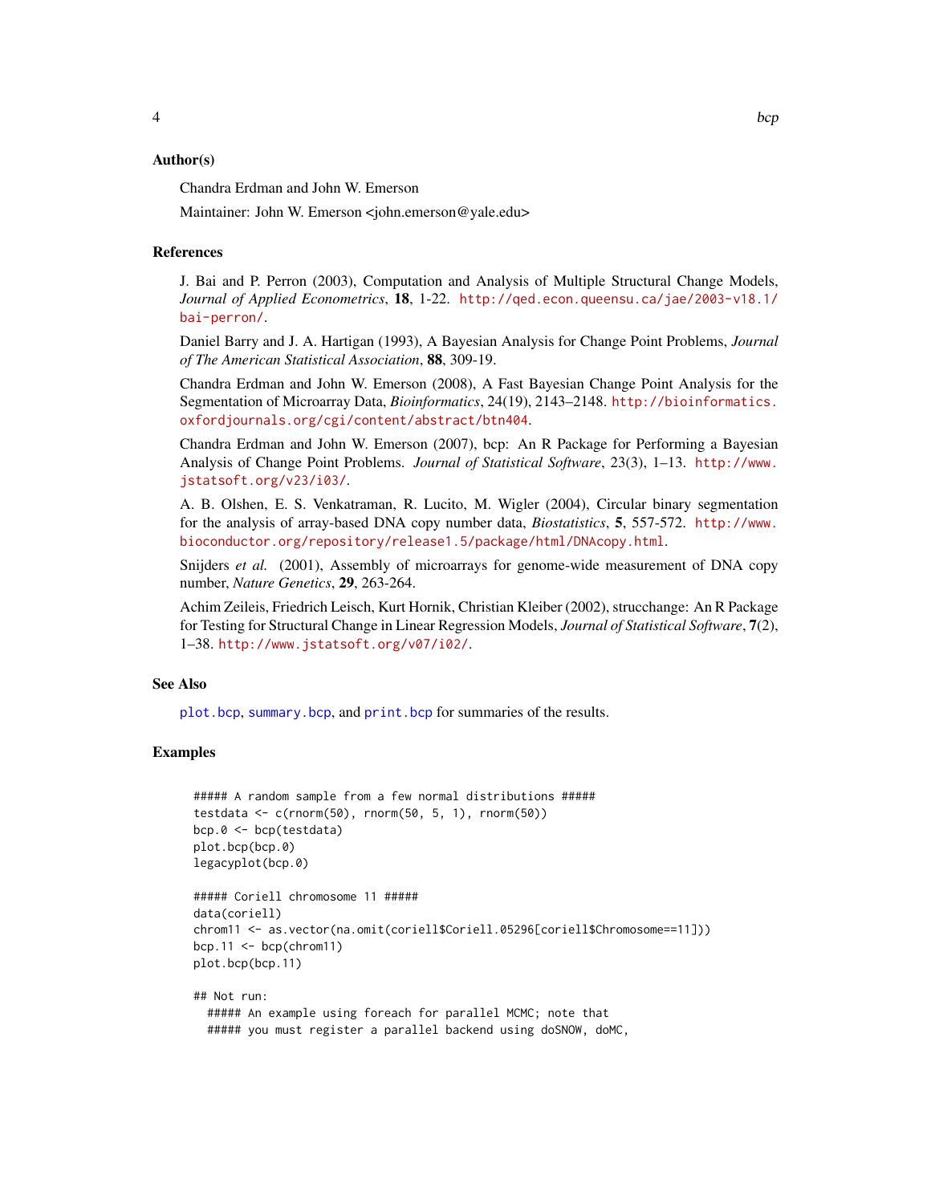## Author(s)

Chandra Erdman and John W. Emerson

Maintainer: John W. Emerson <john.emerson@yale.edu>

## References

J. Bai and P. Perron (2003), Computation and Analysis of Multiple Structural Change Models, *Journal of Applied Econometrics*, **18**, 1-22. http://qed.econ.queensu.ca/jae/2003-v18.1/bai-perron/.

Daniel Barry and J. A. Hartigan (1993), A Bayesian Analysis for Change Point Problems, *Journal of The American Statistical Association*, **88**, 309-19.

Chandra Erdman and John W. Emerson (2008), A Fast Bayesian Change Point Analysis for the Segmentation of Microarray Data, *Bioinformatics*, 24(19), 2143–2148. http://bioinformatics.oxfordjournals.org/cgi/content/abstract/btn404.

Chandra Erdman and John W. Emerson (2007), bcp: An R Package for Performing a Bayesian Analysis of Change Point Problems. *Journal of Statistical Software*, 23(3), 1–13. http://www.jstatsoft.org/v23/i03/.

A. B. Olshen, E. S. Venkatraman, R. Lucito, M. Wigler (2004), Circular binary segmentation for the analysis of array-based DNA copy number data, *Biostatistics*, **5**, 557-572. http://www.bioconductor.org/repository/release1.5/package/html/DNAcopy.html.

Snijders *et al.* (2001), Assembly of microarrays for genome-wide measurement of DNA copy number, *Nature Genetics*, **29**, 263-264.

Achim Zeileis, Friedrich Leisch, Kurt Hornik, Christian Kleiber (2002), strucchange: An R Package for Testing for Structural Change in Linear Regression Models, *Journal of Statistical Software*, **7**(2), 1–38. http://www.jstatsoft.org/v07/i02/.

## See Also

plot.bcp, summary.bcp, and print.bcp for summaries of the results.

## Examples

```
##### A random sample from a few normal distributions #####
testdata <- c(rnorm(50), rnorm(50, 5, 1), rnorm(50))
bcp.0 <- bcp(testdata)
plot.bcp(bcp.0)
legacyplot(bcp.0)

##### Coriell chromosome 11 #####
data(coriell)
chrom11 <- as.vector(na.omit(coriell$Coriell.05296[coriell$Chromosome==11]))
bcp.11 <- bcp(chrom11)
plot.bcp(bcp.11)

## Not run:
  ##### An example using foreach for parallel MCMC; note that
  ##### you must register a parallel backend using doSNOW, doMC,
```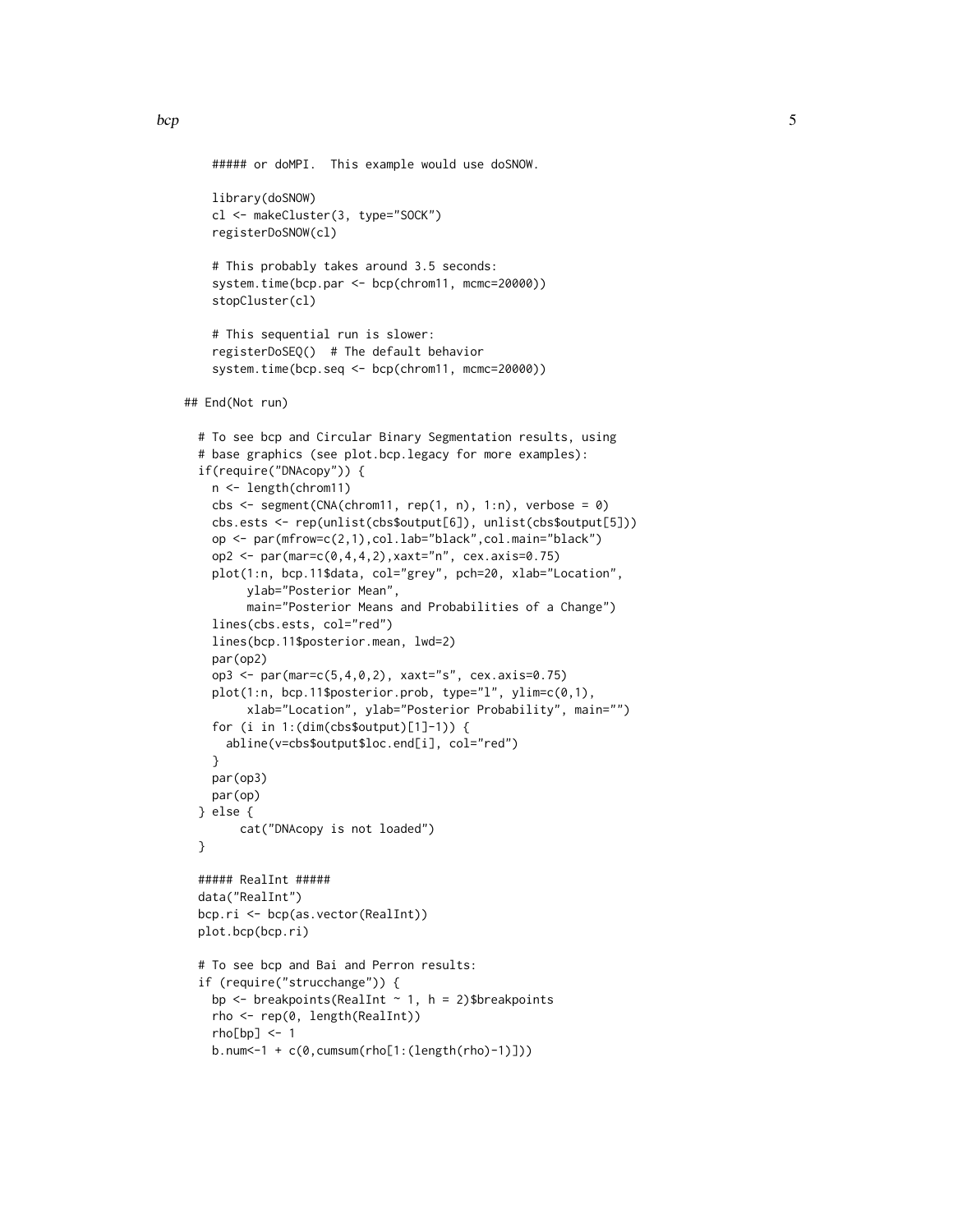```
    ##### or doMPI.  This example would use doSNOW.

    library(doSNOW)
    cl <- makeCluster(3, type="SOCK")
    registerDoSNOW(cl)

    # This probably takes around 3.5 seconds:
    system.time(bcp.par <- bcp(chrom11, mcmc=20000))
    stopCluster(cl)

    # This sequential run is slower:
    registerDoSEQ()  # The default behavior
    system.time(bcp.seq <- bcp(chrom11, mcmc=20000))

## End(Not run)

  # To see bcp and Circular Binary Segmentation results, using
  # base graphics (see plot.bcp.legacy for more examples):
  if(require("DNAcopy")) {
    n <- length(chrom11)
    cbs <- segment(CNA(chrom11, rep(1, n), 1:n), verbose = 0)
    cbs.ests <- rep(unlist(cbs$output[6]), unlist(cbs$output[5]))
    op <- par(mfrow=c(2,1),col.lab="black",col.main="black")
    op2 <- par(mar=c(0,4,4,2),xaxt="n", cex.axis=0.75)
    plot(1:n, bcp.11$data, col="grey", pch=20, xlab="Location",
         ylab="Posterior Mean",
         main="Posterior Means and Probabilities of a Change")
    lines(cbs.ests, col="red")
    lines(bcp.11$posterior.mean, lwd=2)
    par(op2)
    op3 <- par(mar=c(5,4,0,2), xaxt="s", cex.axis=0.75)
    plot(1:n, bcp.11$posterior.prob, type="l", ylim=c(0,1),
         xlab="Location", ylab="Posterior Probability", main="")
    for (i in 1:(dim(cbs$output)[1]-1)) {
      abline(v=cbs$output$loc.end[i], col="red")
    }
    par(op3)
    par(op)
  } else {
        cat("DNAcopy is not loaded")
  }

  ##### RealInt #####
  data("RealInt")
  bcp.ri <- bcp(as.vector(RealInt))
  plot.bcp(bcp.ri)

  # To see bcp and Bai and Perron results:
  if (require("strucchange")) {
    bp <- breakpoints(RealInt ~ 1, h = 2)$breakpoints
    rho <- rep(0, length(RealInt))
    rho[bp] <- 1
    b.num<-1 + c(0,cumsum(rho[1:(length(rho)-1)]))
```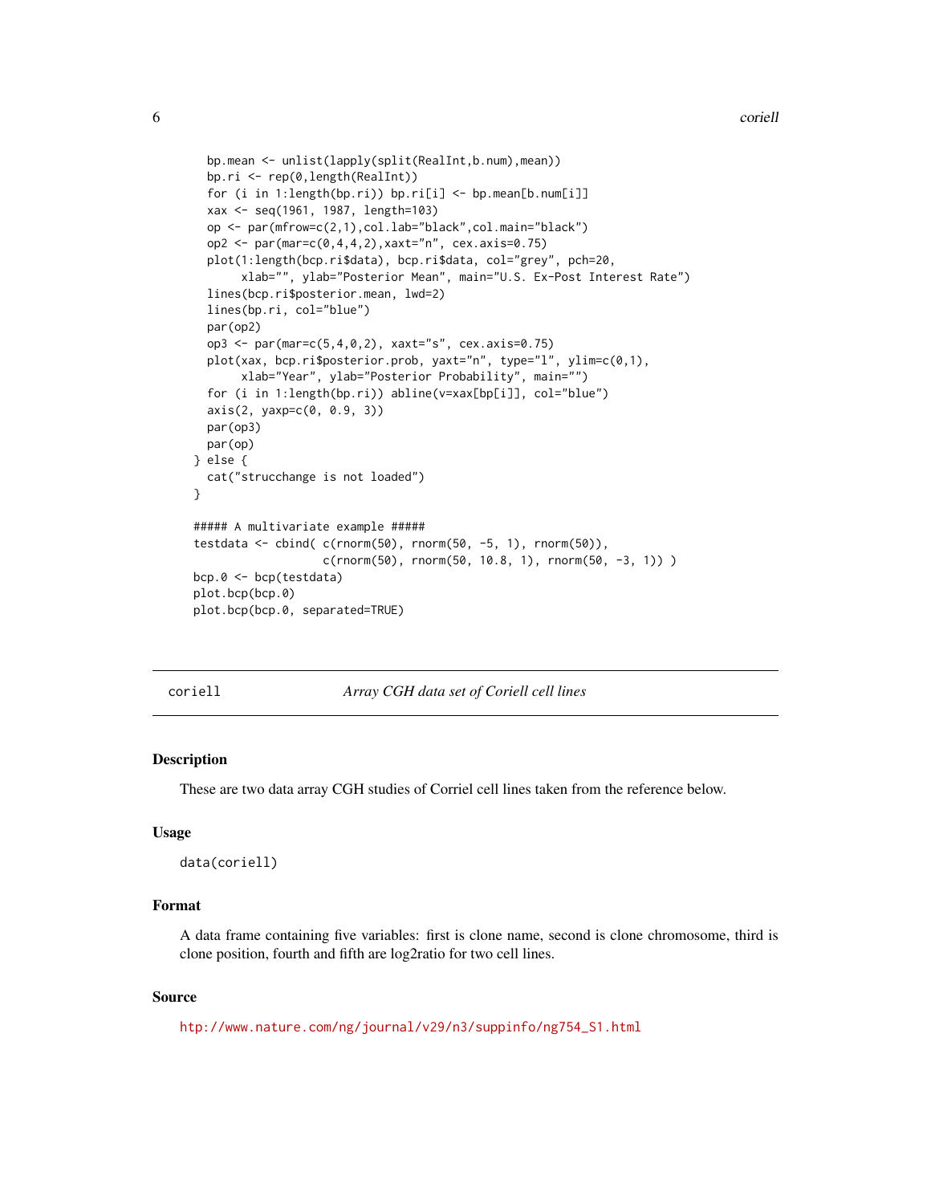```
  bp.mean <- unlist(lapply(split(RealInt,b.num),mean))
  bp.ri <- rep(0,length(RealInt))
  for (i in 1:length(bp.ri)) bp.ri[i] <- bp.mean[b.num[i]]
  xax <- seq(1961, 1987, length=103)
  op <- par(mfrow=c(2,1),col.lab="black",col.main="black")
  op2 <- par(mar=c(0,4,4,2),xaxt="n", cex.axis=0.75)
  plot(1:length(bcp.ri$data), bcp.ri$data, col="grey", pch=20,
       xlab="", ylab="Posterior Mean", main="U.S. Ex-Post Interest Rate")
  lines(bcp.ri$posterior.mean, lwd=2)
  lines(bp.ri, col="blue")
  par(op2)
  op3 <- par(mar=c(5,4,0,2), xaxt="s", cex.axis=0.75)
  plot(xax, bcp.ri$posterior.prob, yaxt="n", type="l", ylim=c(0,1),
       xlab="Year", ylab="Posterior Probability", main="")
  for (i in 1:length(bp.ri)) abline(v=xax[bp[i]], col="blue")
  axis(2, yaxp=c(0, 0.9, 3))
  par(op3)
  par(op)
} else {
  cat("strucchange is not loaded")
}

##### A multivariate example #####
testdata <- cbind( c(rnorm(50), rnorm(50, -5, 1), rnorm(50)),
                   c(rnorm(50), rnorm(50, 10.8, 1), rnorm(50, -3, 1)) )
bcp.0 <- bcp(testdata)
plot.bcp(bcp.0)
plot.bcp(bcp.0, separated=TRUE)
```

---

coriell &nbsp;&nbsp;&nbsp;&nbsp; *Array CGH data set of Coriell cell lines*

---

## Description

These are two data array CGH studies of Corriel cell lines taken from the reference below.

## Usage

```
data(coriell)
```

## Format

A data frame containing five variables: first is clone name, second is clone chromosome, third is clone position, fourth and fifth are log2ratio for two cell lines.

## Source

http://www.nature.com/ng/journal/v29/n3/suppinfo/ng754_S1.html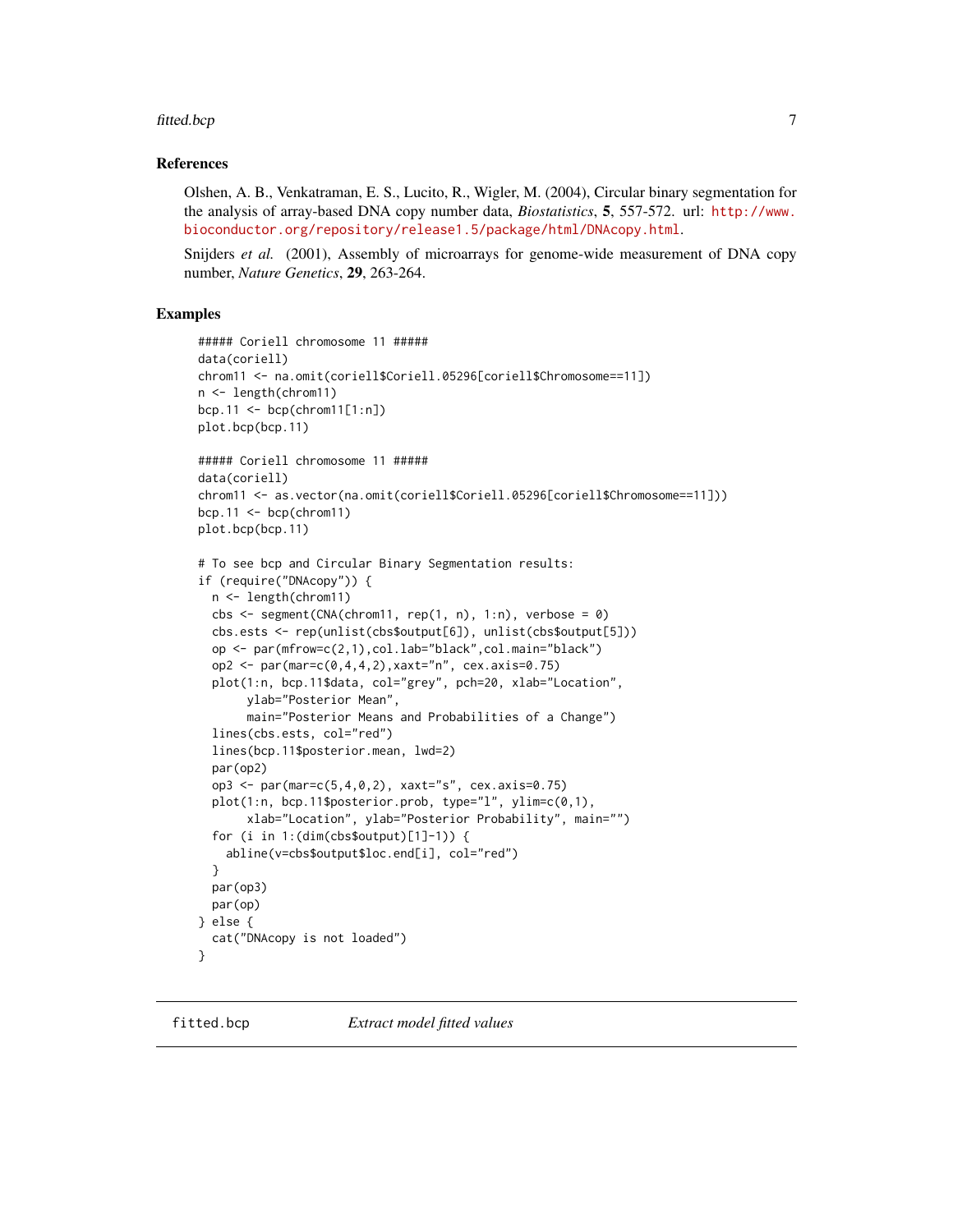### References

Olshen, A. B., Venkatraman, E. S., Lucito, R., Wigler, M. (2004), Circular binary segmentation for the analysis of array-based DNA copy number data, *Biostatistics*, **5**, 557-572. url: http://www.bioconductor.org/repository/release1.5/package/html/DNAcopy.html.

Snijders *et al.* (2001), Assembly of microarrays for genome-wide measurement of DNA copy number, *Nature Genetics*, **29**, 263-264.

### Examples

```
##### Coriell chromosome 11 #####
data(coriell)
chrom11 <- na.omit(coriell$Coriell.05296[coriell$Chromosome==11])
n <- length(chrom11)
bcp.11 <- bcp(chrom11[1:n])
plot.bcp(bcp.11)

##### Coriell chromosome 11 #####
data(coriell)
chrom11 <- as.vector(na.omit(coriell$Coriell.05296[coriell$Chromosome==11]))
bcp.11 <- bcp(chrom11)
plot.bcp(bcp.11)

# To see bcp and Circular Binary Segmentation results:
if (require("DNAcopy")) {
  n <- length(chrom11)
  cbs <- segment(CNA(chrom11, rep(1, n), 1:n), verbose = 0)
  cbs.ests <- rep(unlist(cbs$output[6]), unlist(cbs$output[5]))
  op <- par(mfrow=c(2,1),col.lab="black",col.main="black")
  op2 <- par(mar=c(0,4,4,2),xaxt="n", cex.axis=0.75)
  plot(1:n, bcp.11$data, col="grey", pch=20, xlab="Location",
       ylab="Posterior Mean",
       main="Posterior Means and Probabilities of a Change")
  lines(cbs.ests, col="red")
  lines(bcp.11$posterior.mean, lwd=2)
  par(op2)
  op3 <- par(mar=c(5,4,0,2), xaxt="s", cex.axis=0.75)
  plot(1:n, bcp.11$posterior.prob, type="l", ylim=c(0,1),
       xlab="Location", ylab="Posterior Probability", main="")
  for (i in 1:(dim(cbs$output)[1]-1)) {
    abline(v=cbs$output$loc.end[i], col="red")
  }
  par(op3)
  par(op)
} else {
  cat("DNAcopy is not loaded")
}
```

---

## fitted.bcp *Extract model fitted values*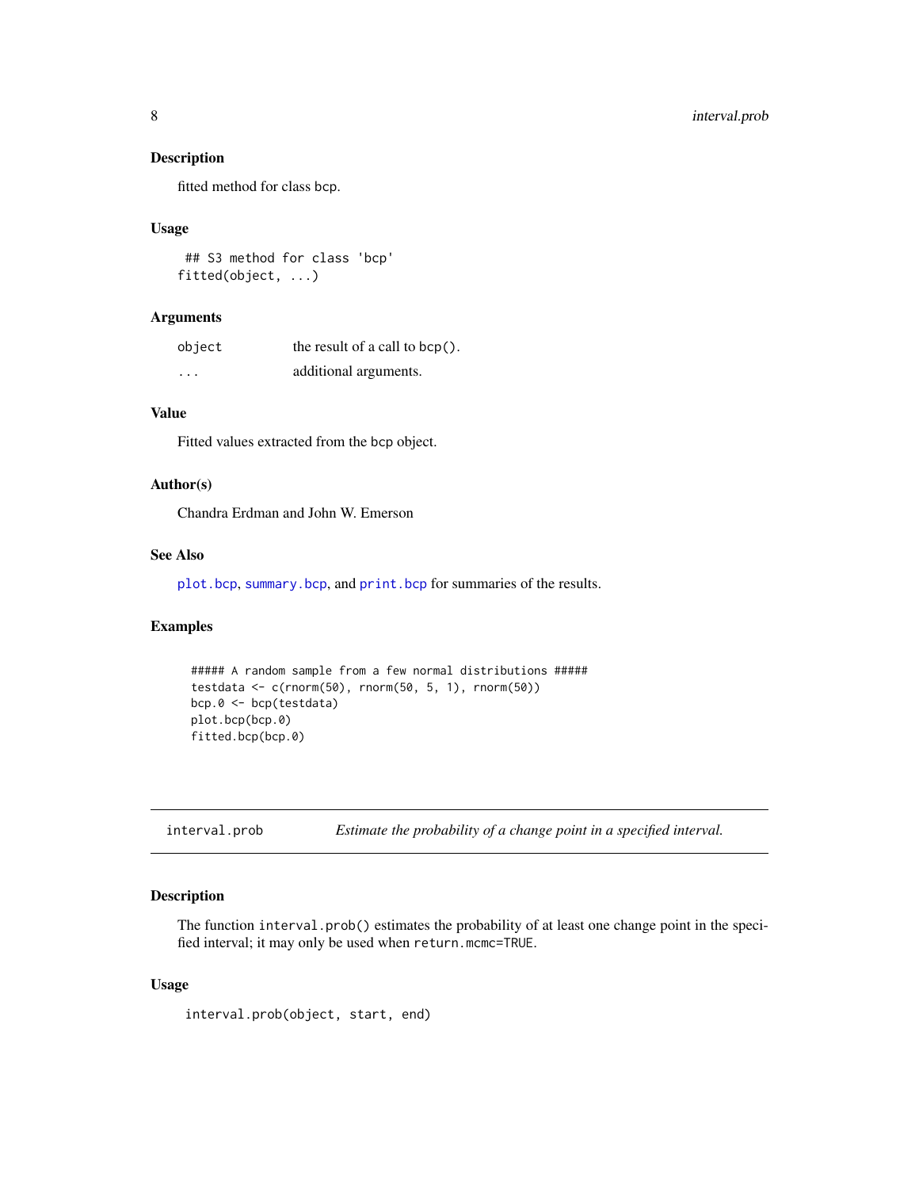### Description

fitted method for class bcp.

### Usage

```
## S3 method for class 'bcp'
fitted(object, ...)
```

### Arguments

| | |
|---|---|
| `object` | the result of a call to `bcp()`. |
| `...` | additional arguments. |

### Value

Fitted values extracted from the bcp object.

### Author(s)

Chandra Erdman and John W. Emerson

### See Also

`plot.bcp`, `summary.bcp`, and `print.bcp` for summaries of the results.

### Examples

```
##### A random sample from a few normal distributions #####
testdata <- c(rnorm(50), rnorm(50, 5, 1), rnorm(50))
bcp.0 <- bcp(testdata)
plot.bcp(bcp.0)
fitted.bcp(bcp.0)
```

---

## interval.prob — *Estimate the probability of a change point in a specified interval.*

---

### Description

The function `interval.prob()` estimates the probability of at least one change point in the specified interval; it may only be used when `return.mcmc=TRUE`.

### Usage

```
interval.prob(object, start, end)
```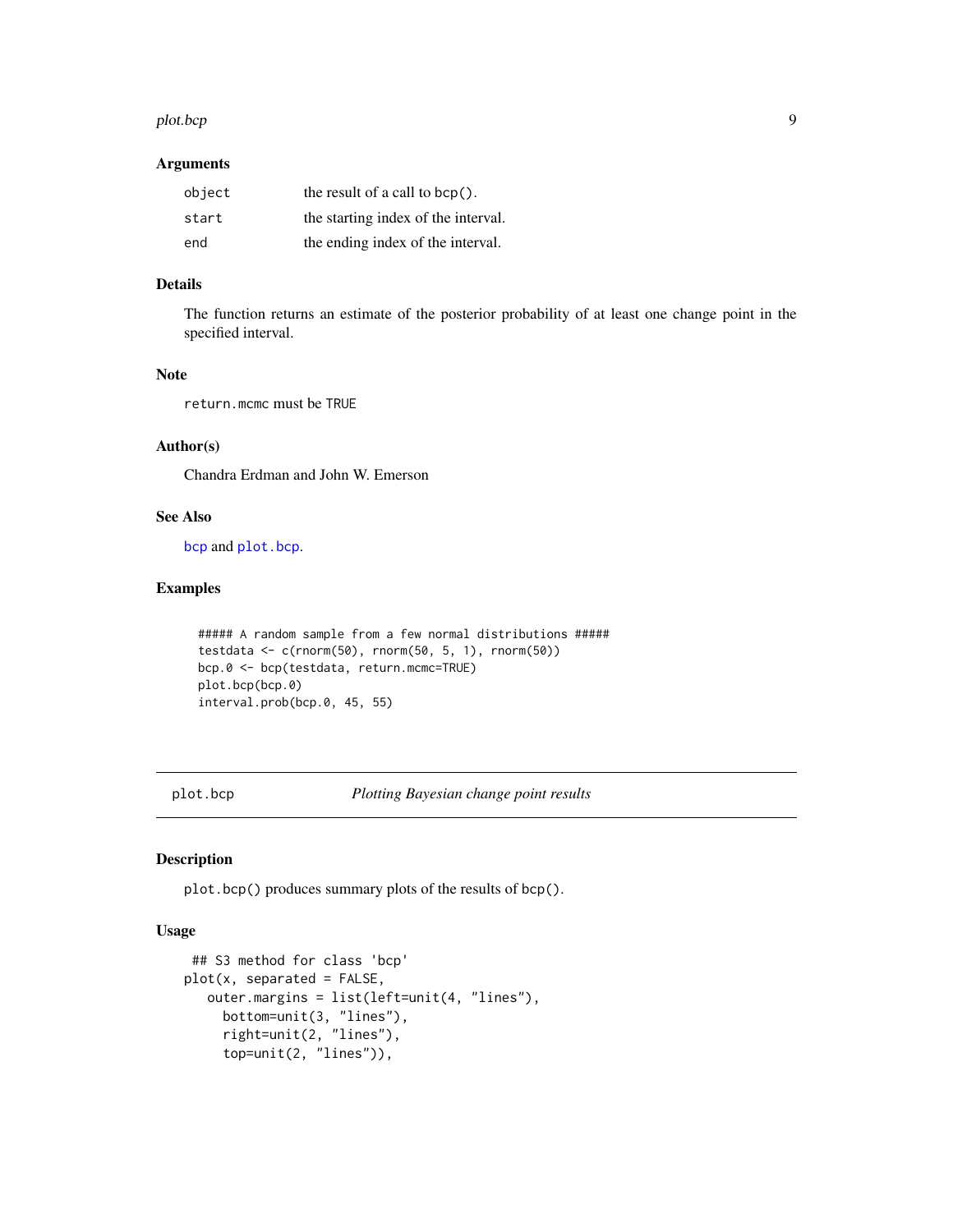### Arguments

| | |
|---|---|
| `object` | the result of a call to `bcp()`. |
| `start` | the starting index of the interval. |
| `end` | the ending index of the interval. |

### Details

The function returns an estimate of the posterior probability of at least one change point in the specified interval.

### Note

`return.mcmc` must be `TRUE`

### Author(s)

Chandra Erdman and John W. Emerson

### See Also

`bcp` and `plot.bcp`.

### Examples

```
##### A random sample from a few normal distributions #####
testdata <- c(rnorm(50), rnorm(50, 5, 1), rnorm(50))
bcp.0 <- bcp(testdata, return.mcmc=TRUE)
plot.bcp(bcp.0)
interval.prob(bcp.0, 45, 55)
```

---

## plot.bcp    *Plotting Bayesian change point results*

---

### Description

`plot.bcp()` produces summary plots of the results of `bcp()`.

### Usage

```
 ## S3 method for class 'bcp'
plot(x, separated = FALSE,
   outer.margins = list(left=unit(4, "lines"),
     bottom=unit(3, "lines"),
     right=unit(2, "lines"),
     top=unit(2, "lines")),
```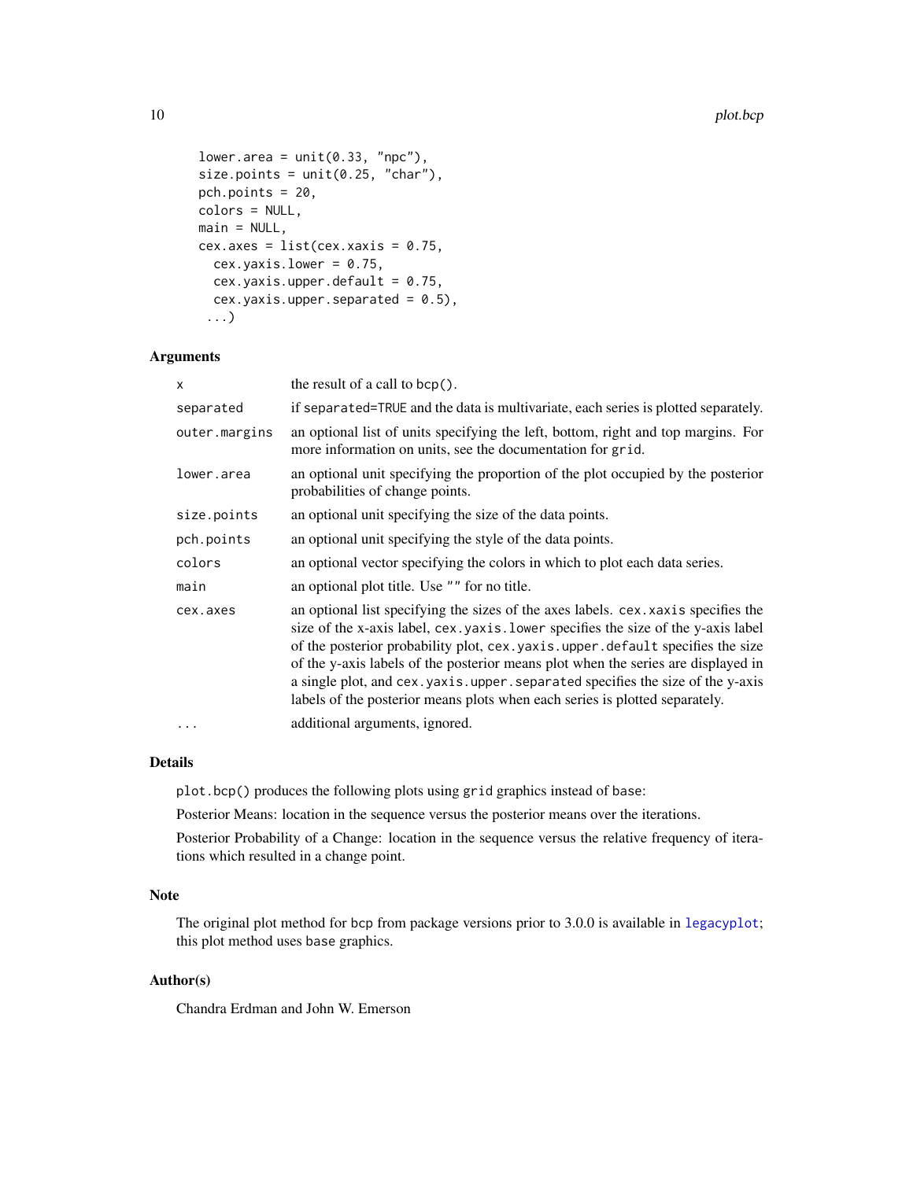```
    lower.area = unit(0.33, "npc"),
    size.points = unit(0.25, "char"),
    pch.points = 20,
    colors = NULL,
    main = NULL,
    cex.axes = list(cex.xaxis = 0.75,
      cex.yaxis.lower = 0.75,
      cex.yaxis.upper.default = 0.75,
      cex.yaxis.upper.separated = 0.5),
     ...)
```

### Arguments

| | |
|---|---|
| `x` | the result of a call to `bcp()`. |
| `separated` | if `separated=TRUE` and the data is multivariate, each series is plotted separately. |
| `outer.margins` | an optional list of units specifying the left, bottom, right and top margins. For more information on units, see the documentation for `grid`. |
| `lower.area` | an optional unit specifying the proportion of the plot occupied by the posterior probabilities of change points. |
| `size.points` | an optional unit specifying the size of the data points. |
| `pch.points` | an optional unit specifying the style of the data points. |
| `colors` | an optional vector specifying the colors in which to plot each data series. |
| `main` | an optional plot title. Use `""` for no title. |
| `cex.axes` | an optional list specifying the sizes of the axes labels. `cex.xaxis` specifies the size of the x-axis label, `cex.yaxis.lower` specifies the size of the y-axis label of the posterior probability plot, `cex.yaxis.upper.default` specifies the size of the y-axis labels of the posterior means plot when the series are displayed in a single plot, and `cex.yaxis.upper.separated` specifies the size of the y-axis labels of the posterior means plots when each series is plotted separately. |
| `...` | additional arguments, ignored. |

### Details

`plot.bcp()` produces the following plots using `grid` graphics instead of `base`:

Posterior Means: location in the sequence versus the posterior means over the iterations.

Posterior Probability of a Change: location in the sequence versus the relative frequency of iterations which resulted in a change point.

### Note

The original plot method for `bcp` from package versions prior to 3.0.0 is available in `legacyplot`; this plot method uses `base` graphics.

### Author(s)

Chandra Erdman and John W. Emerson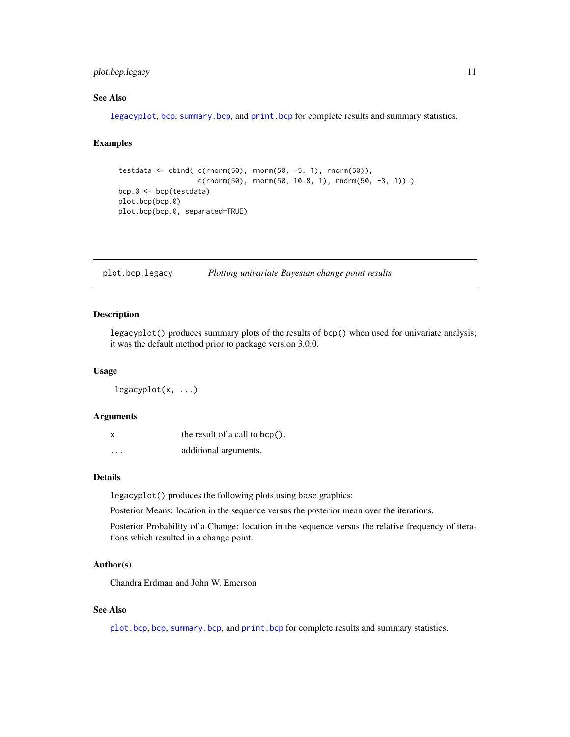### See Also

`legacyplot`, `bcp`, `summary.bcp`, and `print.bcp` for complete results and summary statistics.

### Examples

```
testdata <- cbind( c(rnorm(50), rnorm(50, -5, 1), rnorm(50)),
                   c(rnorm(50), rnorm(50, 10.8, 1), rnorm(50, -3, 1)) )
bcp.0 <- bcp(testdata)
plot.bcp(bcp.0)
plot.bcp(bcp.0, separated=TRUE)
```

---

## plot.bcp.legacy — *Plotting univariate Bayesian change point results*

### Description

`legacyplot()` produces summary plots of the results of `bcp()` when used for univariate analysis; it was the default method prior to package version 3.0.0.

### Usage

```
legacyplot(x, ...)
```

### Arguments

| | |
|---|---|
| `x` | the result of a call to `bcp()`. |
| `...` | additional arguments. |

### Details

`legacyplot()` produces the following plots using `base` graphics:

Posterior Means: location in the sequence versus the posterior mean over the iterations.

Posterior Probability of a Change: location in the sequence versus the relative frequency of iterations which resulted in a change point.

### Author(s)

Chandra Erdman and John W. Emerson

### See Also

`plot.bcp`, `bcp`, `summary.bcp`, and `print.bcp` for complete results and summary statistics.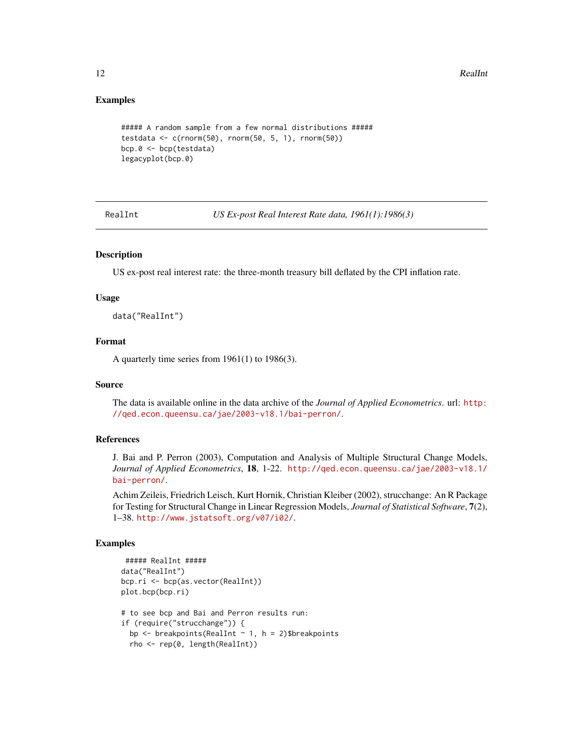### Examples

```
##### A random sample from a few normal distributions #####
testdata <- c(rnorm(50), rnorm(50, 5, 1), rnorm(50))
bcp.0 <- bcp(testdata)
legacyplot(bcp.0)
```

---

## RealInt — *US Ex-post Real Interest Rate data, 1961(1):1986(3)*

---

### Description

US ex-post real interest rate: the three-month treasury bill deflated by the CPI inflation rate.

### Usage

```
data("RealInt")
```

### Format

A quarterly time series from 1961(1) to 1986(3).

### Source

The data is available online in the data archive of the *Journal of Applied Econometrics*. url: http://qed.econ.queensu.ca/jae/2003-v18.1/bai-perron/.

### References

J. Bai and P. Perron (2003), Computation and Analysis of Multiple Structural Change Models, *Journal of Applied Econometrics*, **18**, 1-22. http://qed.econ.queensu.ca/jae/2003-v18.1/bai-perron/.

Achim Zeileis, Friedrich Leisch, Kurt Hornik, Christian Kleiber (2002), strucchange: An R Package for Testing for Structural Change in Linear Regression Models, *Journal of Statistical Software*, **7**(2), 1–38. http://www.jstatsoft.org/v07/i02/.

### Examples

```
 ##### RealInt #####
data("RealInt")
bcp.ri <- bcp(as.vector(RealInt))
plot.bcp(bcp.ri)

# to see bcp and Bai and Perron results run:
if (require("strucchange")) {
  bp <- breakpoints(RealInt ~ 1, h = 2)$breakpoints
  rho <- rep(0, length(RealInt))
```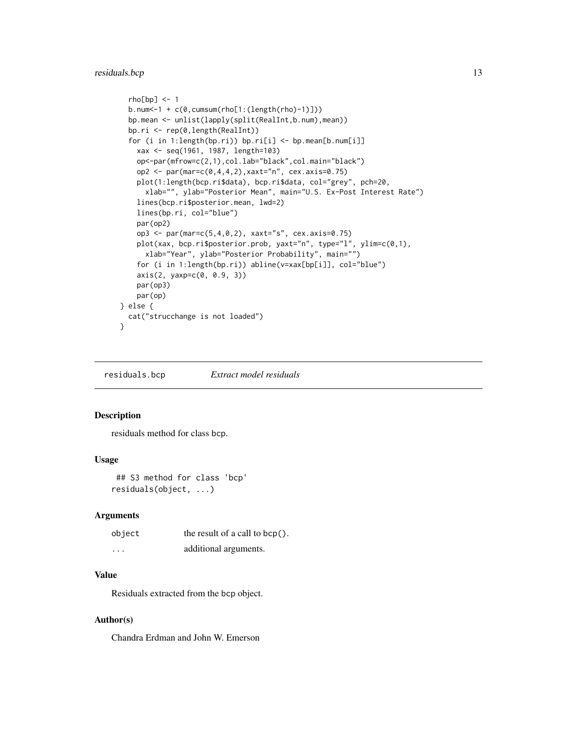```
    rho[bp] <- 1
    b.num<-1 + c(0,cumsum(rho[1:(length(rho)-1)]))
    bp.mean <- unlist(lapply(split(RealInt,b.num),mean))
    bp.ri <- rep(0,length(RealInt))
    for (i in 1:length(bp.ri)) bp.ri[i] <- bp.mean[b.num[i]]
      xax <- seq(1961, 1987, length=103)
      op<-par(mfrow=c(2,1),col.lab="black",col.main="black")
      op2 <- par(mar=c(0,4,4,2),xaxt="n", cex.axis=0.75)
      plot(1:length(bcp.ri$data), bcp.ri$data, col="grey", pch=20,
        xlab="", ylab="Posterior Mean", main="U.S. Ex-Post Interest Rate")
      lines(bcp.ri$posterior.mean, lwd=2)
      lines(bp.ri, col="blue")
      par(op2)
      op3 <- par(mar=c(5,4,0,2), xaxt="s", cex.axis=0.75)
      plot(xax, bcp.ri$posterior.prob, yaxt="n", type="l", ylim=c(0,1),
        xlab="Year", ylab="Posterior Probability", main="")
      for (i in 1:length(bp.ri)) abline(v=xax[bp[i]], col="blue")
      axis(2, yaxp=c(0, 0.9, 3))
      par(op3)
      par(op)
  } else {
    cat("strucchange is not loaded")
  }
```

## residuals.bcp *Extract model residuals*

### Description

residuals method for class bcp.

### Usage

```
 ## S3 method for class 'bcp'
residuals(object, ...)
```

### Arguments

| | |
|---|---|
| object | the result of a call to bcp(). |
| ... | additional arguments. |

### Value

Residuals extracted from the bcp object.

### Author(s)

Chandra Erdman and John W. Emerson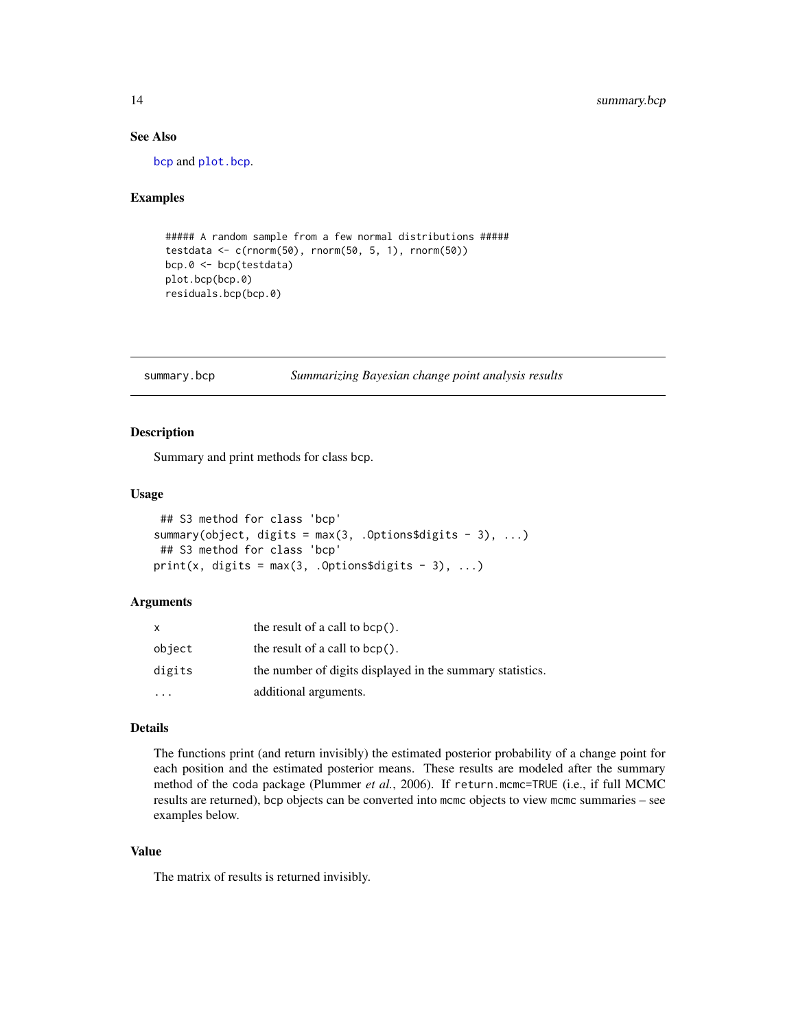### See Also

bcp and plot.bcp.

### Examples

```
##### A random sample from a few normal distributions #####
testdata <- c(rnorm(50), rnorm(50, 5, 1), rnorm(50))
bcp.0 <- bcp(testdata)
plot.bcp(bcp.0)
residuals.bcp(bcp.0)
```

---

## summary.bcp *Summarizing Bayesian change point analysis results*

### Description

Summary and print methods for class bcp.

### Usage

```
## S3 method for class 'bcp'
summary(object, digits = max(3, .Options$digits - 3), ...)
## S3 method for class 'bcp'
print(x, digits = max(3, .Options$digits - 3), ...)
```

### Arguments

| | |
|---|---|
| x | the result of a call to bcp(). |
| object | the result of a call to bcp(). |
| digits | the number of digits displayed in the summary statistics. |
| ... | additional arguments. |

### Details

The functions print (and return invisibly) the estimated posterior probability of a change point for each position and the estimated posterior means. These results are modeled after the summary method of the coda package (Plummer *et al.*, 2006). If return.mcmc=TRUE (i.e., if full MCMC results are returned), bcp objects can be converted into mcmc objects to view mcmc summaries – see examples below.

### Value

The matrix of results is returned invisibly.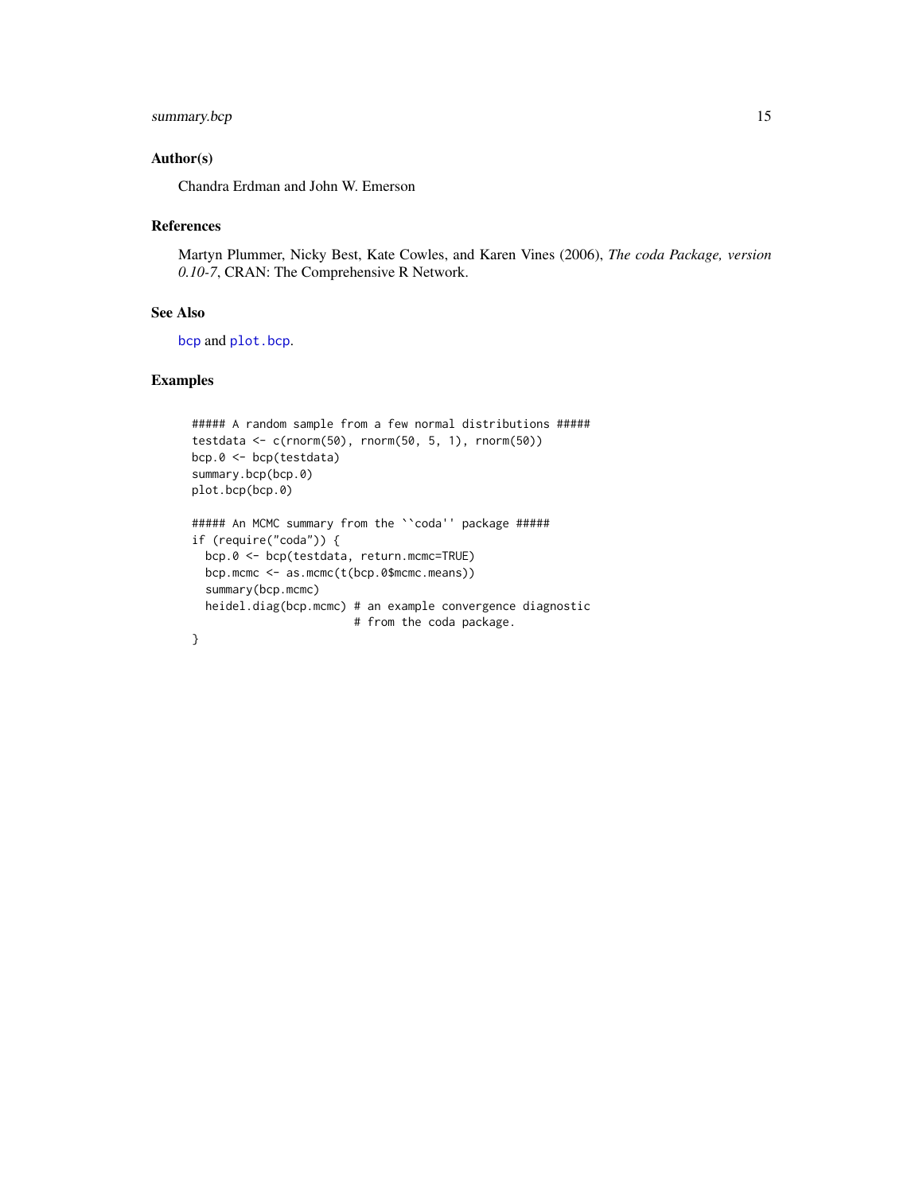## Author(s)

Chandra Erdman and John W. Emerson

## References

Martyn Plummer, Nicky Best, Kate Cowles, and Karen Vines (2006), *The coda Package, version 0.10-7*, CRAN: The Comprehensive R Network.

## See Also

`bcp` and `plot.bcp`.

## Examples

```
##### A random sample from a few normal distributions #####
testdata <- c(rnorm(50), rnorm(50, 5, 1), rnorm(50))
bcp.0 <- bcp(testdata)
summary.bcp(bcp.0)
plot.bcp(bcp.0)

##### An MCMC summary from the ``coda'' package #####
if (require("coda")) {
  bcp.0 <- bcp(testdata, return.mcmc=TRUE)
  bcp.mcmc <- as.mcmc(t(bcp.0$mcmc.means))
  summary(bcp.mcmc)
  heidel.diag(bcp.mcmc) # an example convergence diagnostic
                        # from the coda package.
}
```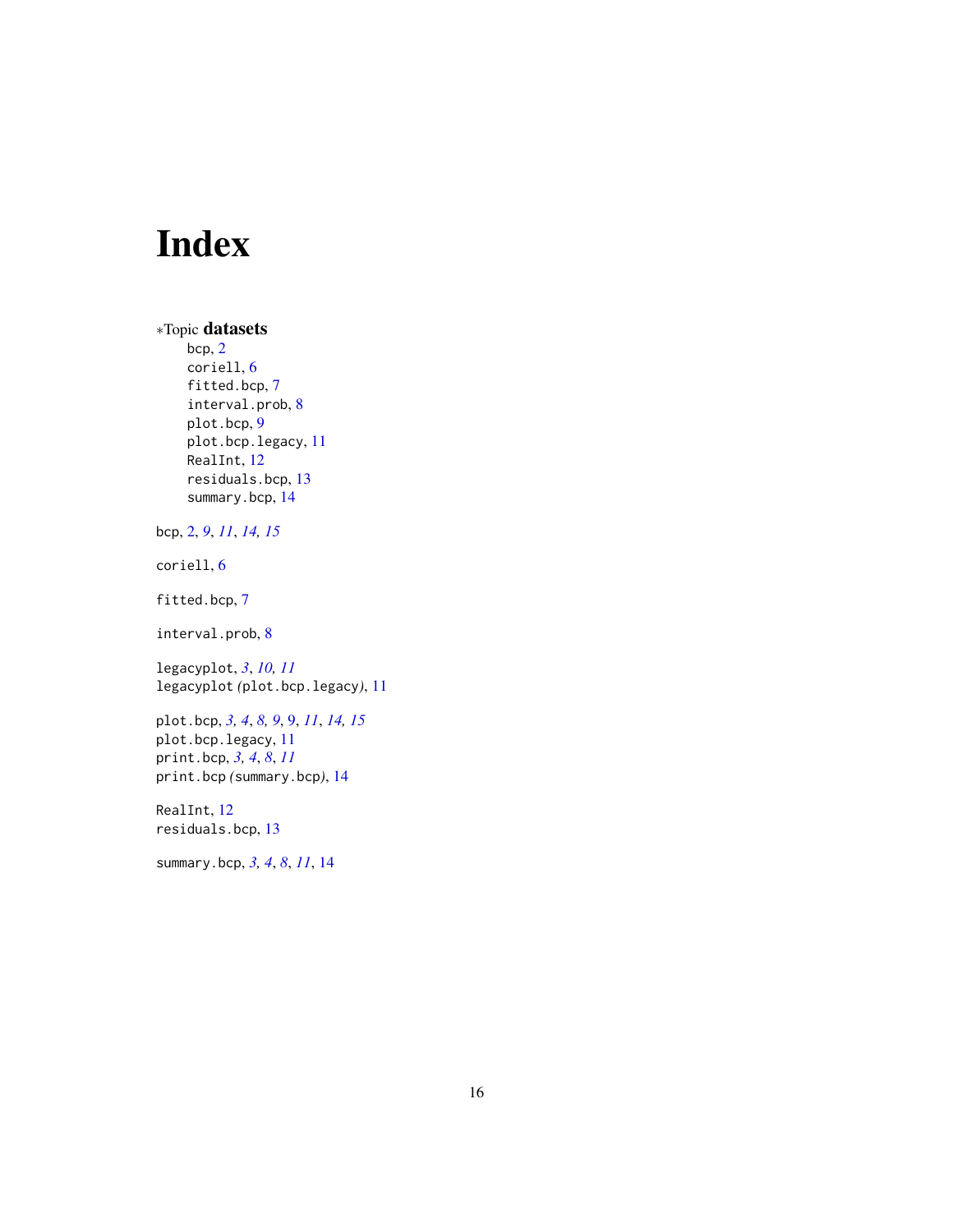# Index

*Topic **datasets**

- bcp, 2
- coriell, 6
- fitted.bcp, 7
- interval.prob, 8
- plot.bcp, 9
- plot.bcp.legacy, 11
- RealInt, 12
- residuals.bcp, 13
- summary.bcp, 14

bcp, 2, *9*, *11*, *14, 15*

coriell, 6

fitted.bcp, 7

interval.prob, 8

legacyplot, *3*, *10, 11*
legacyplot *(*plot.bcp.legacy*)*, 11

plot.bcp, *3, 4*, *8, 9*, 9, *11*, *14, 15*
plot.bcp.legacy, 11
print.bcp, *3, 4*, *8*, *11*
print.bcp *(*summary.bcp*)*, 14

RealInt, 12
residuals.bcp, 13

summary.bcp, *3, 4*, *8*, *11*, 14